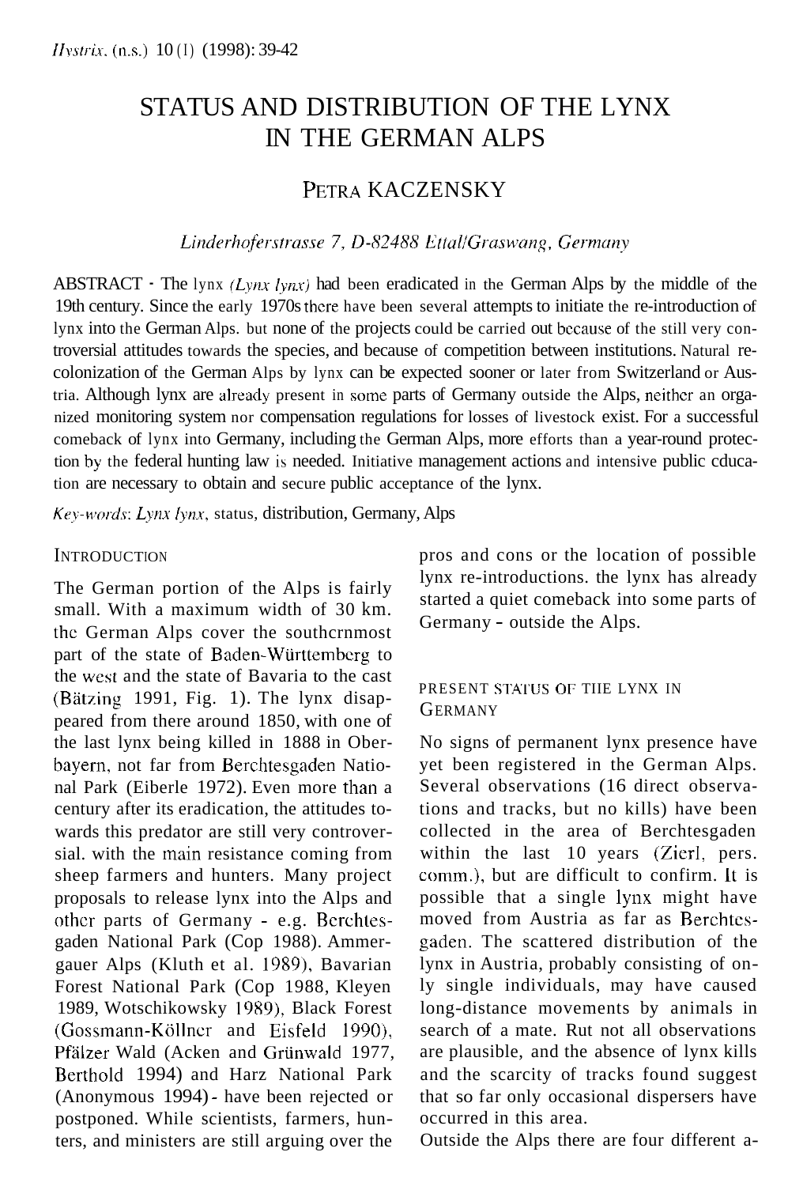# STATUS AND DISTRIBUTION OF THE LYNX IN THE GERMAN ALPS

## PETRA KACZENSKY

*Linderhoferstrasse 7, D-82488 Ettal/Graswang, Germany*

ABSTRACT - The lynx *(Lynx lynx)* had been eradicated in the German Alps by the middle of the 19th century. Since the early 1970s there have been several attempts to initiate the re-introduction of lynx into the German Alps. but none of the projects could be carried out because of the still very controversial attitudes towards the species, and because of competition between institutions. Natural recolonization of the German Alps by lynx can be expected sooner or later from Switzerland or Austria. Although lynx are already present in some parts of Germany outside the Alps, neither an organized monitoring system nor compensation regulations for losses of livestock exist. For a successful comeback of lynx into Germany, including the German Alps, more efforts than a year-round protection by the federal hunting law is needed. Initiative management actions and intensive public education are necessary to obtain and secure public acceptance of the lynx.

*Key-words*: *Lynx lynx*, status, distribution, Germany, Alps

## INTRODUCTION

The German portion of the Alps is fairly small. With a maximum width of 30 km. the German Alps cover the southernmost part of the state of Baden-Württemberg to the west and the state of Bavaria to the east (Bätzing 1991, Fig. 1). The lynx disappeared from there around 1850, with one of the last lynx being killed in 1888 in Oberbayern, not far from Berchtesgaden National Park (Eiberle 1972). Even more than a century after its eradication, the attitudes towards this predator are still very controversial. with the main resistance coming from sheep farmers and hunters. Many project proposals to release lynx into the Alps and other parts of Germany - e.g. Berchtesgaden National Park (Cop 1988). Ammergauer Alps (Kluth et al. 1989), Bavarian Forest National Park (Cop 1988, Kleyen 1989, Wotschikowsky 1989), Black Forest (Gossmann-Köllner and Eisfeld 1990), Pfälzer Wald (Acken and Grünwald 1977, Berthold 1994) and Harz National Park (Anonymous 1994) - have been rejected or postponed. While scientists, farmers, hunters, and ministers are still arguing over the pros and cons or the location of possible lynx re-introductions. the lynx has already started a quiet comeback into some parts of Germany - outside the Alps.

## PRESENT STATUS OF THE LYNX IN GERMANY

No signs of permanent lynx presence have yet been registered in the German Alps. Several observations (16 direct observations and tracks, but no kills) have been collected in the area of Berchtesgaden within the last 10 years (Zierl, pers. comm.), but are difficult to confirm. It is possible that a single lynx might have moved from Austria as far as Berchtesgaden. The scattered distribution of the lynx in Austria, probably consisting of only single individuals, may have caused long-distance movements by animals in search of a mate. But not all observations are plausible, and the absence of lynx kills and the scarcity of tracks found suggest that so far only occasional dispersers have occurred in this area.

Outside the Alps there are four different a-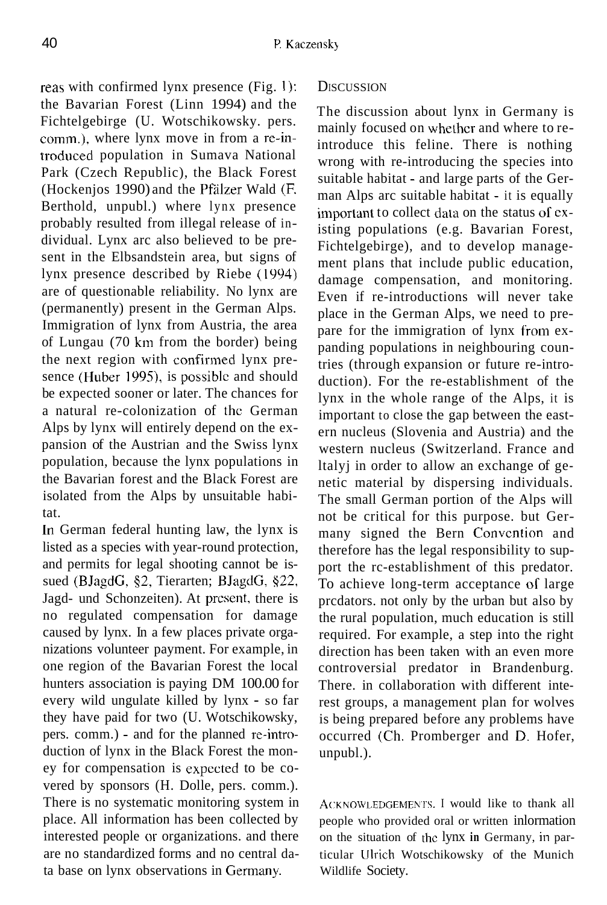reas with confirmed lynx presence (Fig. 1): the Bavarian Forest (Linn 1994) and the Fichtelgebirge (U. Wotschikowsky. pers. comm.), where lynx move in from a re-introduced population in Sumava National Park (Czech Republic), the Black Forest (Hockenjos 1990) and the Pfälzer Wald (F. Berthold, unpubl.) where lynx presence probably resulted from illegal release of individual. Lynx arc also believed to be present in the Elbsandstein area, but signs of lynx presence described by Riebe (1994) are of questionable reliability. No lynx are (permanently) present in the German Alps. Immigration of lynx from Austria, the area of Lungau (70 km from the border) being the next region with confirmed lynx presence (Huber 1995), is possiblc and should be expected sooner or later. The chances for a natural re-colonization of the German Alps by lynx will entirely depend on the expansion of the Austrian and the Swiss lynx population, because the lynx populations in the Bavarian forest and the Black Forest are isolated from the Alps by unsuitable habitat.

In German federal hunting law, the lynx is listed as a species with year-round protection, and permits for legal shooting cannot be issued (BJagdG, §2, Tierarten; BJagdG, §22, Jagd- und Schonzeiten). At present, there is no regulated compensation for damage caused by lynx. In a few places private organizations volunteer payment. For example, in one region of the Bavarian Forest the local hunters association is paying DM 100.00 for every wild ungulate killed by lynx - so far they have paid for two (U. Wotschikowsky, pers. comm.) - and for the planned re-introduction of lynx in the Black Forest the money for compensation is expected to be covered by sponsors (H. Dolle, pers. comm.). There is no systematic monitoring system in place. All information has been collected by interested people or organizations. and there are no standardized forms and no central data base on lynx observations in Germany.

## Discussion

The discussion about lynx in Germany is mainly focused on whether and where to re-introduce this feline. There is nothing wrong with re-introducing the species into suitable habitat - and large parts of the German Alps arc suitable habitat - it is equally important to collect data on the status of existing populations (e.g. Bavarian Forest, Fichtelgebirge), and to develop management plans that include public education, damage compensation, and monitoring. Even if re-introductions will never take place in the German Alps, we need to prepare for the immigration of lynx from expanding populations in neighbouring countries (through expansion or future re-introduction). For the re-establishment of the lynx in the whole range of the Alps, it is important to close the gap between the eastern nucleus (Slovenia and Austria) and the western nucleus (Switzerland. France and ltalyj in order to allow an exchange of genetic material by dispersing individuals. The small German portion of the Alps will not be critical for this purpose. but Germany signed the Bern Convention and therefore has the legal responsibility to support the re-establishment of this predator. To achieve long-term acceptance of large predators. not only by the urban but also by the rural population, much education is still required. For example, a step into the right direction has been taken with an even more controversial predator in Brandenburg. There. in collaboration with different interest groups, a management plan for wolves is being prepared before any problems have occurred (Ch. Promberger and D. Hofer, unpubl.).

Acknowledgements. I would like to thank all people who provided oral or written information on the situation of the lynx in Germany, in particular Ulrich Wotschikowsky of the Munich Wildlife Society.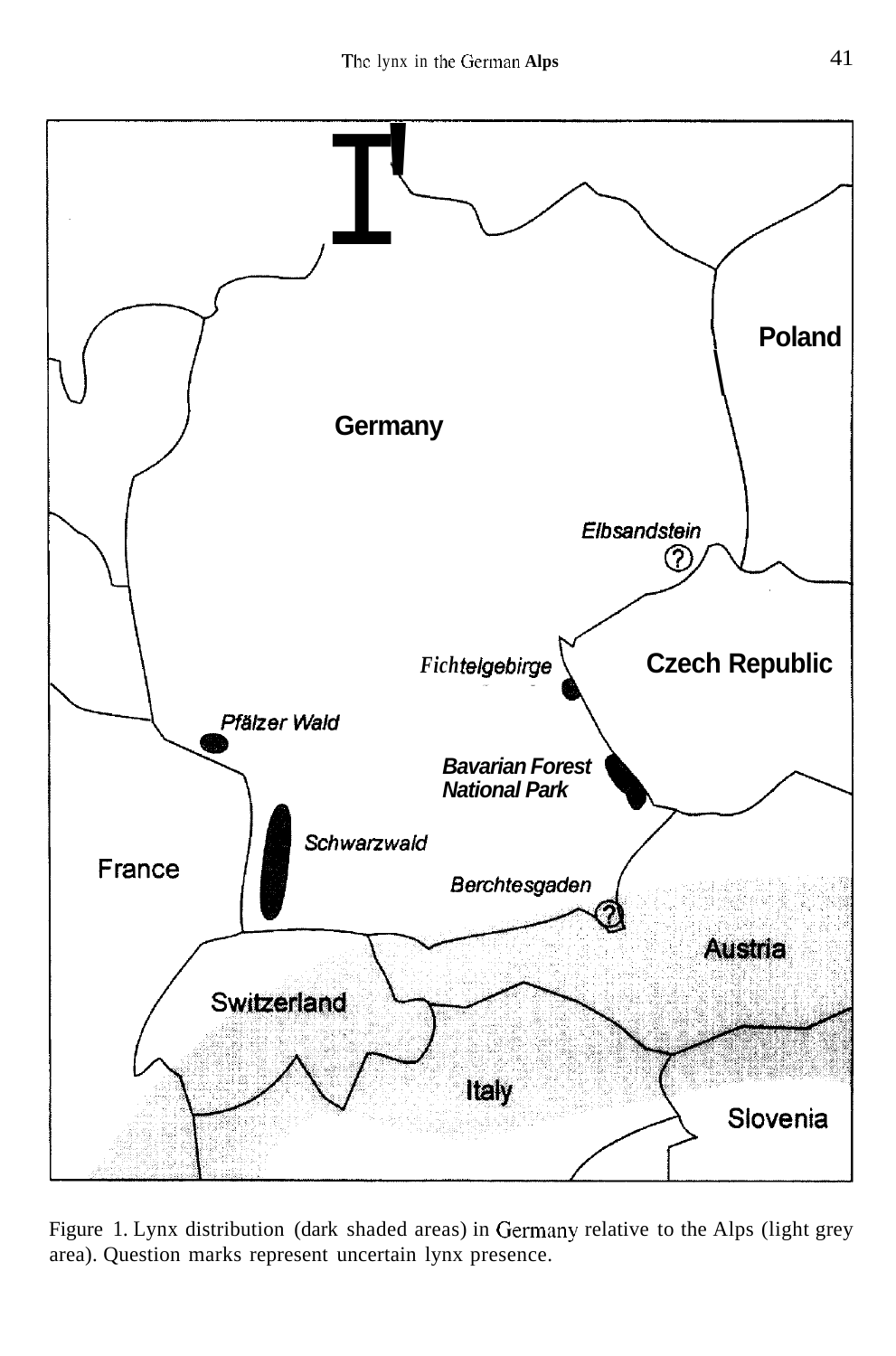Figure 1. Lynx distribution (dark shaded areas) in Germany relative to the Alps (light grey area). Question marks represent uncertain lynx presence.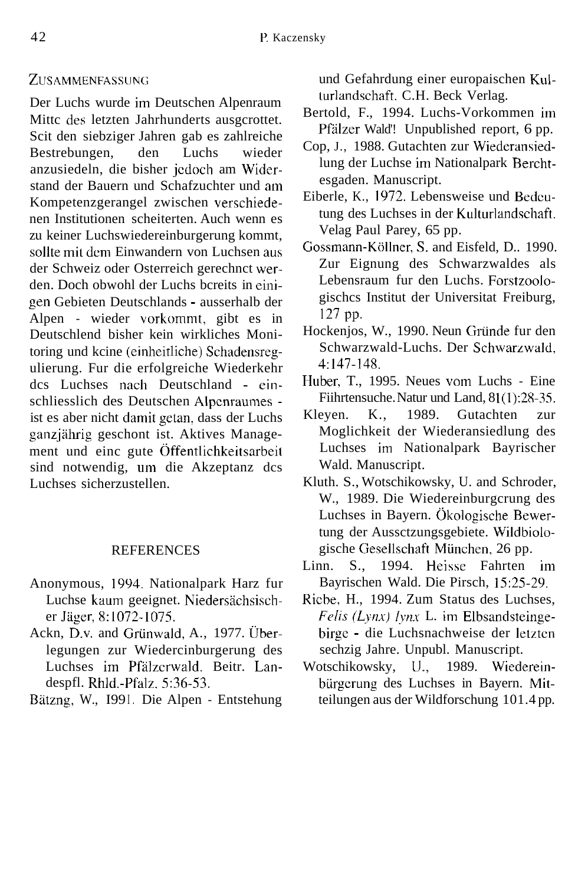## Zusammenfassung

Der Luchs wurde im Deutschen Alpenraum Mittc des letzten Jahrhunderts ausgcrottet. Scit den siebziger Jahren gab es zahlreiche Bestrebungen, den Luchs wieder anzusiedeln, die bisher jedoch am Widerstand der Bauern und Schafzuchter und am Kompetenzgerangel zwischen verschiedenen Institutionen scheiterten. Auch wenn es zu keiner Luchswiedereinburgerung kommt, sollte mit dem Einwandern von Luchsen aus der Schweiz oder Osterreich gerechnct werden. Doch obwohl der Luchs bcreits in einigen Gebieten Deutschlands - ausserhalb der Alpen - wieder vorkommt, gibt es in Deutschlend bisher kein wirkliches Monitoring und kcine (einheitliche) Schadensregulierung. Fur die erfolgreiche Wiederkehr dcs Luchses nach Deutschland - einschliesslich des Deutschen Alpcnraumes - ist es aber nicht damit getan, dass der Luchs ganzjährig geschont ist. Aktives Management und einc gute Öffentlichkeitsarbeit sind notwendig, um die Akzeptanz dcs Luchses sicherzustellen.

## REFERENCES

Anonymous, 1994. Nationalpark Harz fur Luchse kaum geeignet. Niedersächsischer Jäger, 8:1072-1075.

Ackn, D.v. and Grünwald, A., 1977. Überlegungen zur Wiedercinburgerung des Luchses im Pfälzcrwald. Beitr. Landespfl. Rhld.-Pfalz, 5:36-53.

Bätzng, W., I991. Die Alpen - Entstehung und Gefahrdung einer europaischen Kulturlandschaft. C.H. Beck Verlag.

Bertold, F., 1994. Luchs-Vorkommen im Pfälzer Wald'! Unpublished report, 6 pp.

Cop, J., 1988. Gutachten zur Wiederansiedlung der Luchse im Nationalpark Berchtesgaden. Manuscript.

Eiberle, K., 1972. Lebensweise und Bedeutung des Luchses in der Kulturlandschaft. Velag Paul Parey, 65 pp.

Gossmann-Köllner, S. and Eisfeld, D.. 1990. Zur Eignung des Schwarzwaldes als Lebensraum fur den Luchs. Forstzoologischcs Institut der Universitat Freiburg, 127 pp.

Hockenjos, W., 1990. Neun Gründe fur den Schwarzwald-Luchs. Der Schwarzwald, 4:147-148.

Huber, T., 1995. Neues vom Luchs - Eine Fiihrtensuche. Natur und Land, 81(1):28-35.

Kleyen. K., 1989. Gutachten zur Moglichkeit der Wiederansiedlung des Luchses im Nationalpark Bayrischer Wald. Manuscript.

Kluth. S., Wotschikowsky, U. and Schroder, W., 1989. Die Wiedereinburgcrung des Luchses in Bayern. Ökologische Bewertung der Aussctzungsgebiete. Wildbiologische Gesellschaft München, 26 pp.

Linn. S., 1994. Heisse Fahrten im Bayrischen Wald. Die Pirsch, 15:25-29.

Riebe, H., 1994. Zum Status des Luchses, *Felis (Lynx) lynx* L. im Elbsandsteingebirge - die Luchsnachweise der letztcn sechzig Jahre. Unpubl. Manuscript.

Wotschikowsky, U., 1989. Wiedereinbürgcrung des Luchses in Bayern. Mitteilungen aus der Wildforschung 101.4 pp.